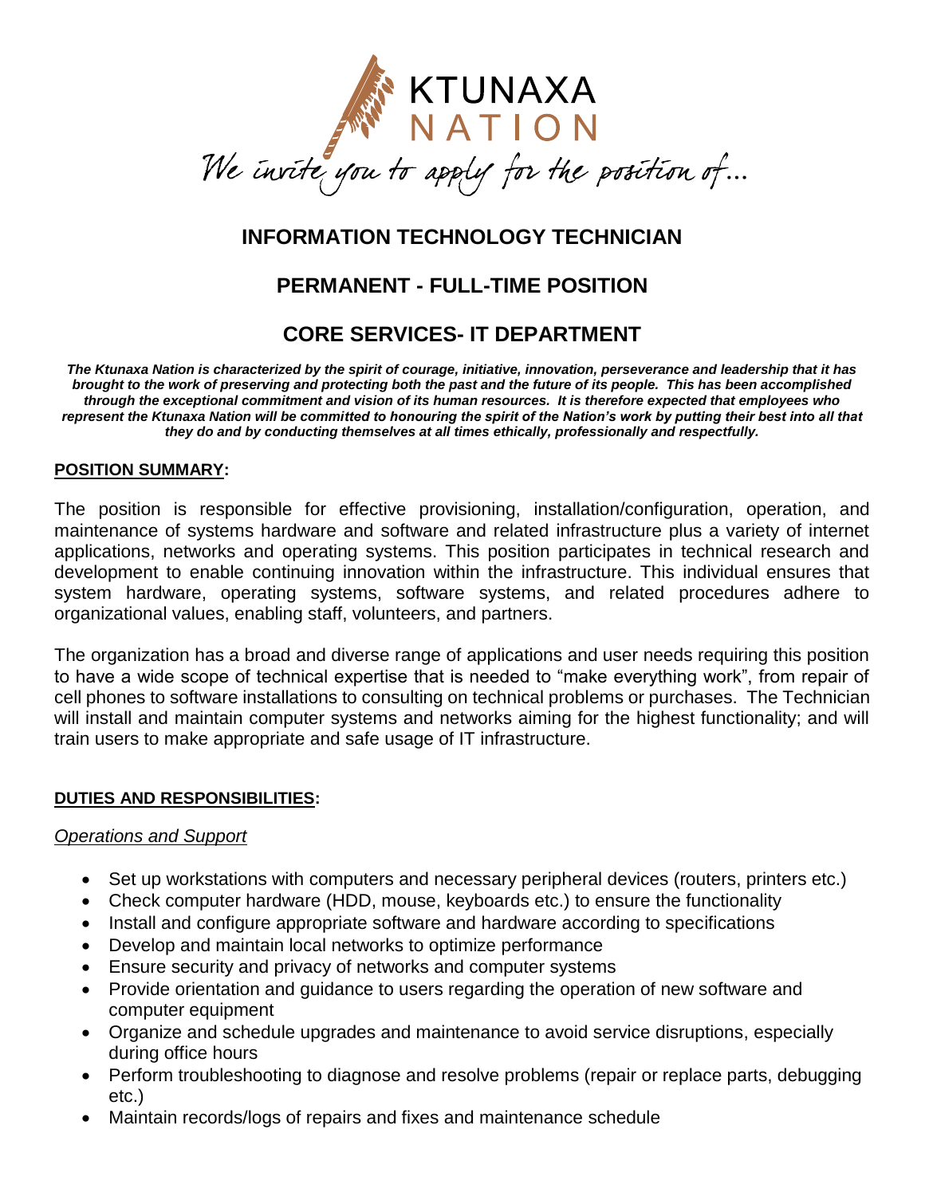KTUNAXA NATION

*We invite you to apply for the position of…*

# INFORMATION TECHNOLOGY TECHNICIAN

## PERMANENT - FULL-TIME POSITION

## CORE SERVICES- IT DEPARTMENT

***The Ktunaxa Nation is characterized by the spirit of courage, initiative, innovation, perseverance and leadership that it has brought to the work of preserving and protecting both the past and the future of its people. This has been accomplished through the exceptional commitment and vision of its human resources. It is therefore expected that employees who represent the Ktunaxa Nation will be committed to honouring the spirit of the Nation's work by putting their best into all that they do and by conducting themselves at all times ethically, professionally and respectfully.***

**POSITION SUMMARY:**

The position is responsible for effective provisioning, installation/configuration, operation, and maintenance of systems hardware and software and related infrastructure plus a variety of internet applications, networks and operating systems. This position participates in technical research and development to enable continuing innovation within the infrastructure. This individual ensures that system hardware, operating systems, software systems, and related procedures adhere to organizational values, enabling staff, volunteers, and partners.

The organization has a broad and diverse range of applications and user needs requiring this position to have a wide scope of technical expertise that is needed to "make everything work", from repair of cell phones to software installations to consulting on technical problems or purchases. The Technician will install and maintain computer systems and networks aiming for the highest functionality; and will train users to make appropriate and safe usage of IT infrastructure.

**DUTIES AND RESPONSIBILITIES:**

*Operations and Support*

- Set up workstations with computers and necessary peripheral devices (routers, printers etc.)
- Check computer hardware (HDD, mouse, keyboards etc.) to ensure the functionality
- Install and configure appropriate software and hardware according to specifications
- Develop and maintain local networks to optimize performance
- Ensure security and privacy of networks and computer systems
- Provide orientation and guidance to users regarding the operation of new software and computer equipment
- Organize and schedule upgrades and maintenance to avoid service disruptions, especially during office hours
- Perform troubleshooting to diagnose and resolve problems (repair or replace parts, debugging etc.)
- Maintain records/logs of repairs and fixes and maintenance schedule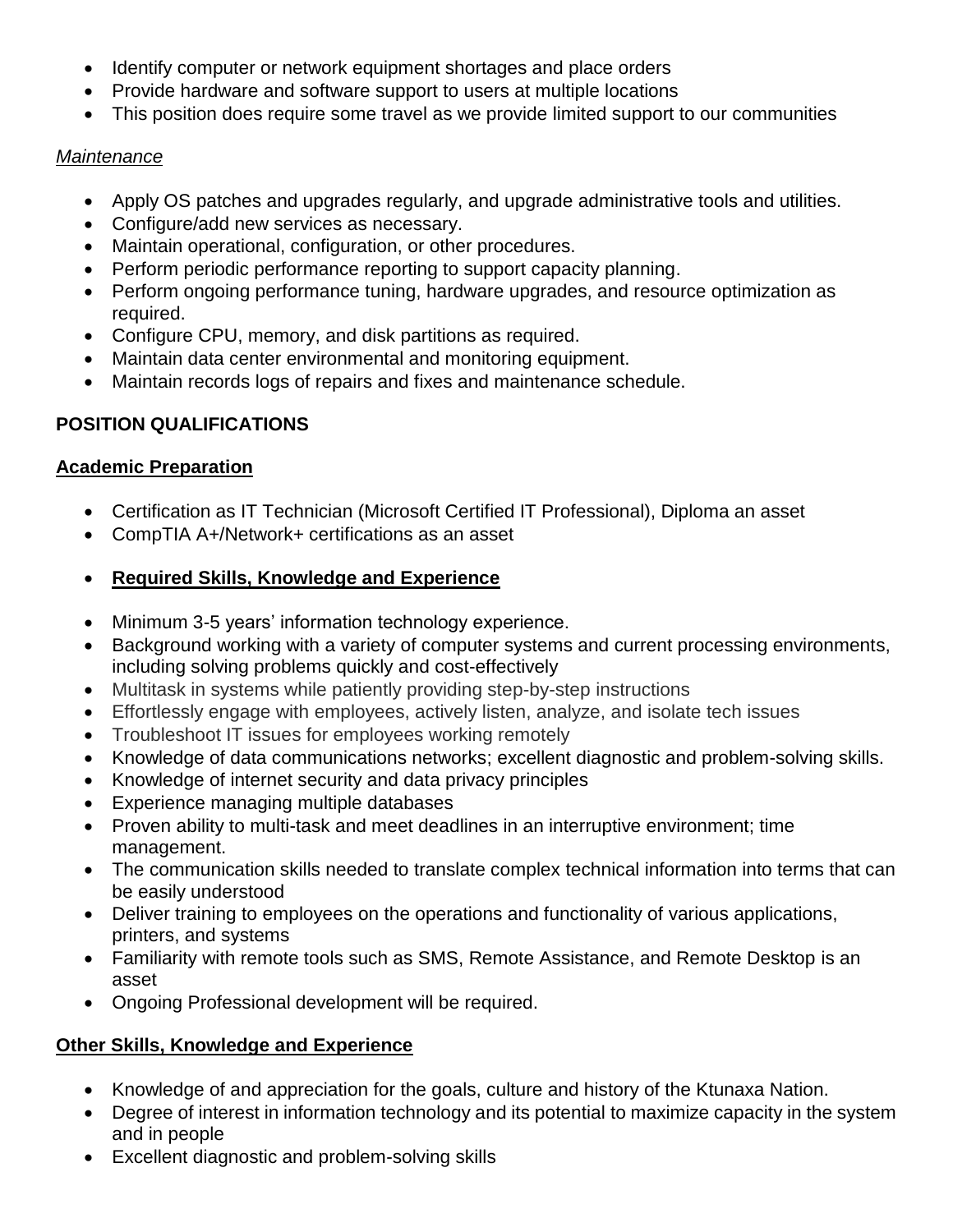- Identify computer or network equipment shortages and place orders
- Provide hardware and software support to users at multiple locations
- This position does require some travel as we provide limited support to our communities

*Maintenance*

- Apply OS patches and upgrades regularly, and upgrade administrative tools and utilities.
- Configure/add new services as necessary.
- Maintain operational, configuration, or other procedures.
- Perform periodic performance reporting to support capacity planning.
- Perform ongoing performance tuning, hardware upgrades, and resource optimization as required.
- Configure CPU, memory, and disk partitions as required.
- Maintain data center environmental and monitoring equipment.
- Maintain records logs of repairs and fixes and maintenance schedule.

## POSITION QUALIFICATIONS

### Academic Preparation

- Certification as IT Technician (Microsoft Certified IT Professional), Diploma an asset
- CompTIA A+/Network+ certifications as an asset

- **Required Skills, Knowledge and Experience**

- Minimum 3-5 years' information technology experience.
- Background working with a variety of computer systems and current processing environments, including solving problems quickly and cost-effectively
- Multitask in systems while patiently providing step-by-step instructions
- Effortlessly engage with employees, actively listen, analyze, and isolate tech issues
- Troubleshoot IT issues for employees working remotely
- Knowledge of data communications networks; excellent diagnostic and problem-solving skills.
- Knowledge of internet security and data privacy principles
- Experience managing multiple databases
- Proven ability to multi-task and meet deadlines in an interruptive environment; time management.
- The communication skills needed to translate complex technical information into terms that can be easily understood
- Deliver training to employees on the operations and functionality of various applications, printers, and systems
- Familiarity with remote tools such as SMS, Remote Assistance, and Remote Desktop is an asset
- Ongoing Professional development will be required.

### Other Skills, Knowledge and Experience

- Knowledge of and appreciation for the goals, culture and history of the Ktunaxa Nation.
- Degree of interest in information technology and its potential to maximize capacity in the system and in people
- Excellent diagnostic and problem-solving skills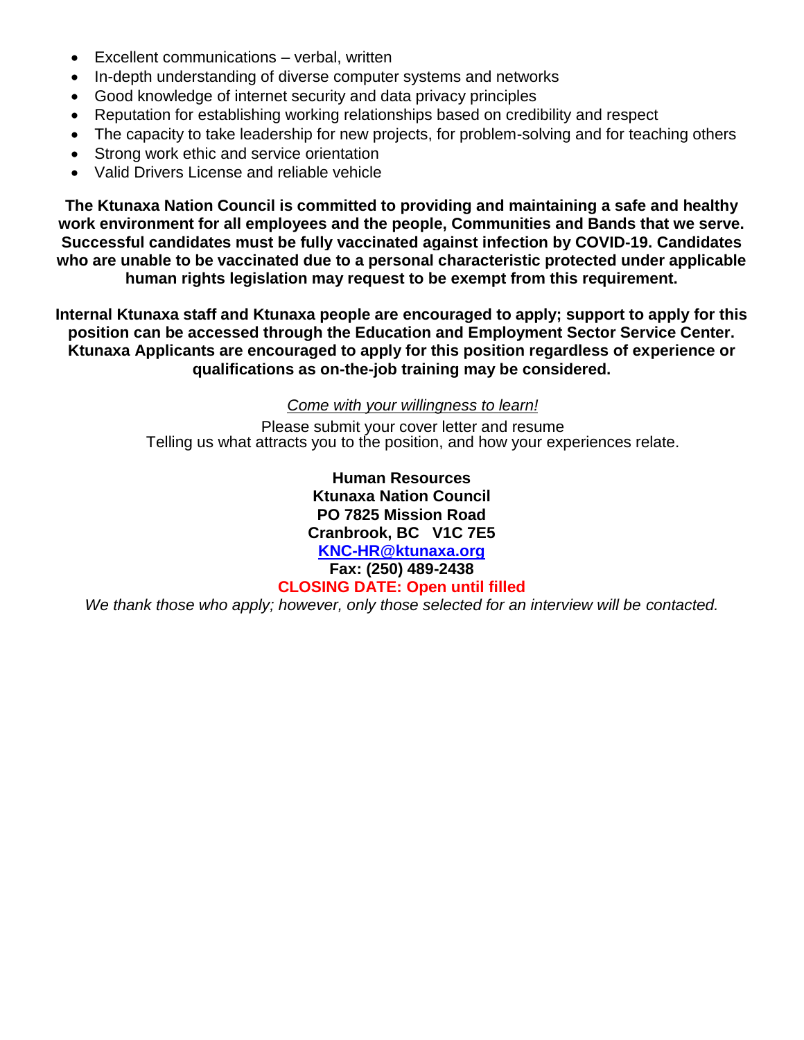- Excellent communications – verbal, written
- In-depth understanding of diverse computer systems and networks
- Good knowledge of internet security and data privacy principles
- Reputation for establishing working relationships based on credibility and respect
- The capacity to take leadership for new projects, for problem-solving and for teaching others
- Strong work ethic and service orientation
- Valid Drivers License and reliable vehicle

**The Ktunaxa Nation Council is committed to providing and maintaining a safe and healthy work environment for all employees and the people, Communities and Bands that we serve. Successful candidates must be fully vaccinated against infection by COVID-19. Candidates who are unable to be vaccinated due to a personal characteristic protected under applicable human rights legislation may request to be exempt from this requirement.**

**Internal Ktunaxa staff and Ktunaxa people are encouraged to apply; support to apply for this position can be accessed through the Education and Employment Sector Service Center. Ktunaxa Applicants are encouraged to apply for this position regardless of experience or qualifications as on-the-job training may be considered.**

*Come with your willingness to learn!*

Please submit your cover letter and resume
Telling us what attracts you to the position, and how your experiences relate.

**Human Resources**
**Ktunaxa Nation Council**
**PO 7825 Mission Road**
**Cranbrook, BC V1C 7E5**
**KNC-HR@ktunaxa.org**
**Fax: (250) 489-2438**
**CLOSING DATE: Open until filled**

*We thank those who apply; however, only those selected for an interview will be contacted.*